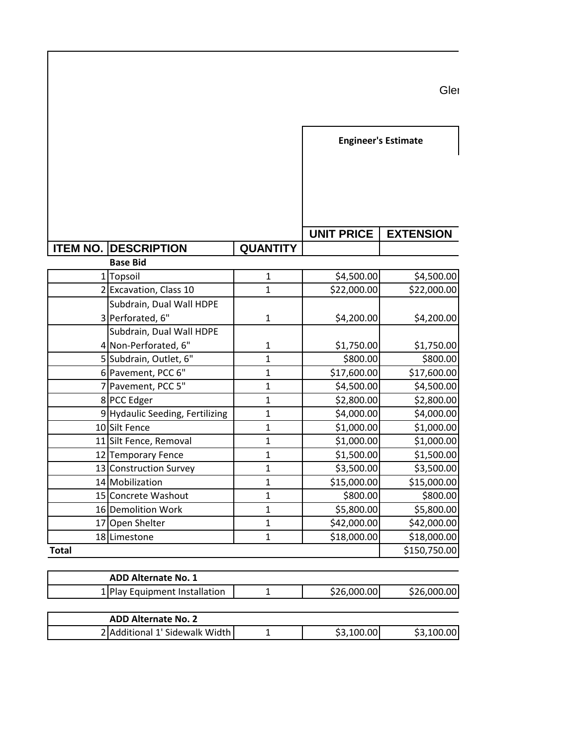Glen

| ITEM NO. | DESCRIPTION | QUANTITY | Engineer's Estimate UNIT PRICE | EXTENSION |
|---|---|---|---|---|
| | **Base Bid** | | | |
| 1 | Topsoil | 1 | $4,500.00 | $4,500.00 |
| 2 | Excavation, Class 10 | 1 | $22,000.00 | $22,000.00 |
| 3 | Subdrain, Dual Wall HDPE Perforated, 6" | 1 | $4,200.00 | $4,200.00 |
| 4 | Subdrain, Dual Wall HDPE Non-Perforated, 6" | 1 | $1,750.00 | $1,750.00 |
| 5 | Subdrain, Outlet, 6" | 1 | $800.00 | $800.00 |
| 6 | Pavement, PCC 6" | 1 | $17,600.00 | $17,600.00 |
| 7 | Pavement, PCC 5" | 1 | $4,500.00 | $4,500.00 |
| 8 | PCC Edger | 1 | $2,800.00 | $2,800.00 |
| 9 | Hydaulic Seeding, Fertilizing | 1 | $4,000.00 | $4,000.00 |
| 10 | Silt Fence | 1 | $1,000.00 | $1,000.00 |
| 11 | Silt Fence, Removal | 1 | $1,000.00 | $1,000.00 |
| 12 | Temporary Fence | 1 | $1,500.00 | $1,500.00 |
| 13 | Construction Survey | 1 | $3,500.00 | $3,500.00 |
| 14 | Mobilization | 1 | $15,000.00 | $15,000.00 |
| 15 | Concrete Washout | 1 | $800.00 | $800.00 |
| 16 | Demolition Work | 1 | $5,800.00 | $5,800.00 |
| 17 | Open Shelter | 1 | $42,000.00 | $42,000.00 |
| 18 | Limestone | 1 | $18,000.00 | $18,000.00 |
| **Total** | | | | $150,750.00 |

| | **ADD Alternate No. 1** | | | |
|---|---|---|---|---|
| 1 | Play Equipment Installation | 1 | $26,000.00 | $26,000.00 |

| | **ADD Alternate No. 2** | | | |
|---|---|---|---|---|
| 2 | Additional 1' Sidewalk Width | 1 | $3,100.00 | $3,100.00 |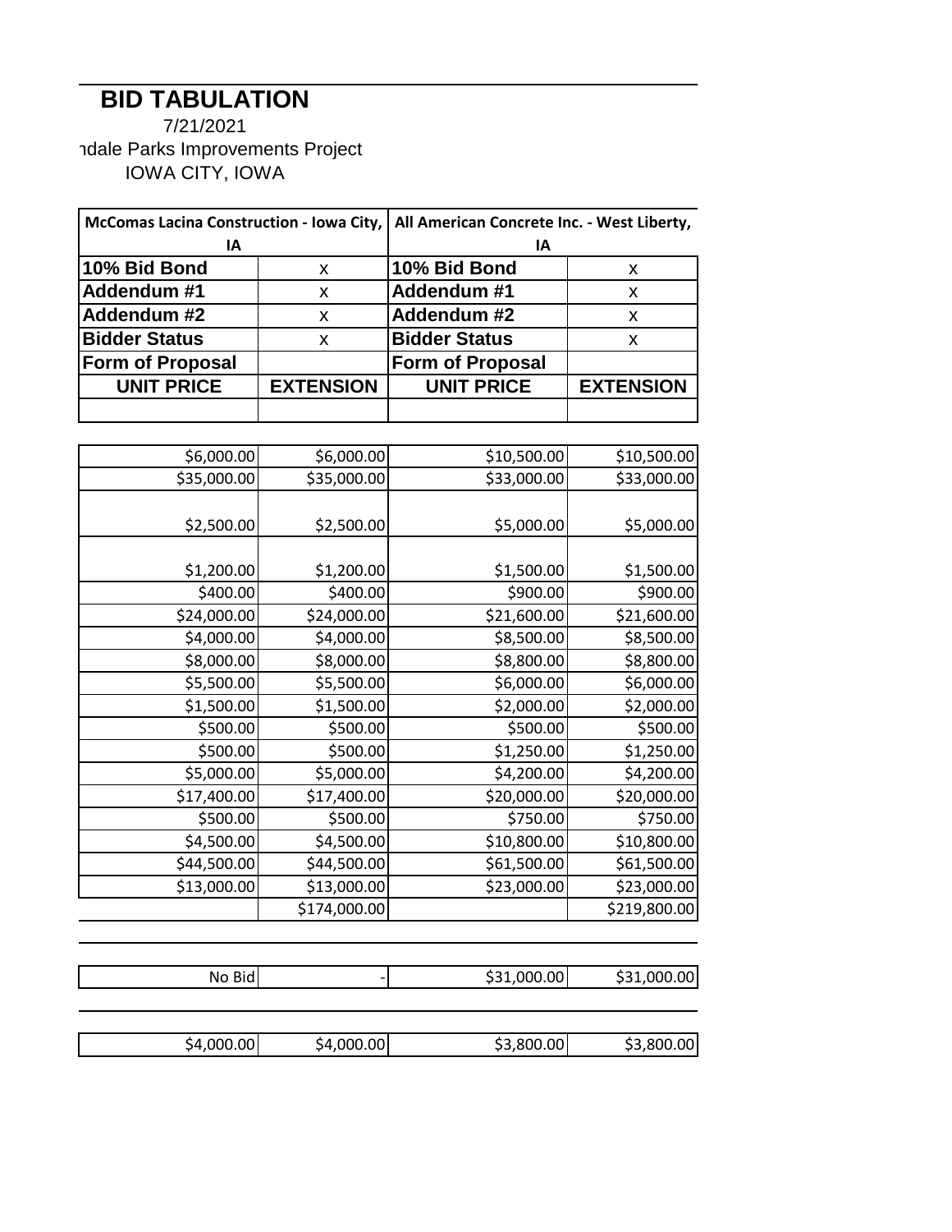# BID TABULATION

7/21/2021

ndale Parks Improvements Project

IOWA CITY, IOWA

| McComas Lacina Construction - Iowa City, IA | | All American Concrete Inc. - West Liberty, IA | |
|---|---|---|---|
| **10% Bid Bond** | x | **10% Bid Bond** | x |
| **Addendum #1** | x | **Addendum #1** | x |
| **Addendum #2** | x | **Addendum #2** | x |
| **Bidder Status** | x | **Bidder Status** | x |
| **Form of Proposal** | | **Form of Proposal** | |
| **UNIT PRICE** | **EXTENSION** | **UNIT PRICE** | **EXTENSION** |
| | | | |
| $6,000.00 | $6,000.00 | $10,500.00 | $10,500.00 |
| $35,000.00 | $35,000.00 | $33,000.00 | $33,000.00 |
| $2,500.00 | $2,500.00 | $5,000.00 | $5,000.00 |
| $1,200.00 | $1,200.00 | $1,500.00 | $1,500.00 |
| $400.00 | $400.00 | $900.00 | $900.00 |
| $24,000.00 | $24,000.00 | $21,600.00 | $21,600.00 |
| $4,000.00 | $4,000.00 | $8,500.00 | $8,500.00 |
| $8,000.00 | $8,000.00 | $8,800.00 | $8,800.00 |
| $5,500.00 | $5,500.00 | $6,000.00 | $6,000.00 |
| $1,500.00 | $1,500.00 | $2,000.00 | $2,000.00 |
| $500.00 | $500.00 | $500.00 | $500.00 |
| $500.00 | $500.00 | $1,250.00 | $1,250.00 |
| $5,000.00 | $5,000.00 | $4,200.00 | $4,200.00 |
| $17,400.00 | $17,400.00 | $20,000.00 | $20,000.00 |
| $500.00 | $500.00 | $750.00 | $750.00 |
| $4,500.00 | $4,500.00 | $10,800.00 | $10,800.00 |
| $44,500.00 | $44,500.00 | $61,500.00 | $61,500.00 |
| $13,000.00 | $13,000.00 | $23,000.00 | $23,000.00 |
| | $174,000.00 | | $219,800.00 |
| | | | |
| No Bid | - | $31,000.00 | $31,000.00 |
| | | | |
| $4,000.00 | $4,000.00 | $3,800.00 | $3,800.00 |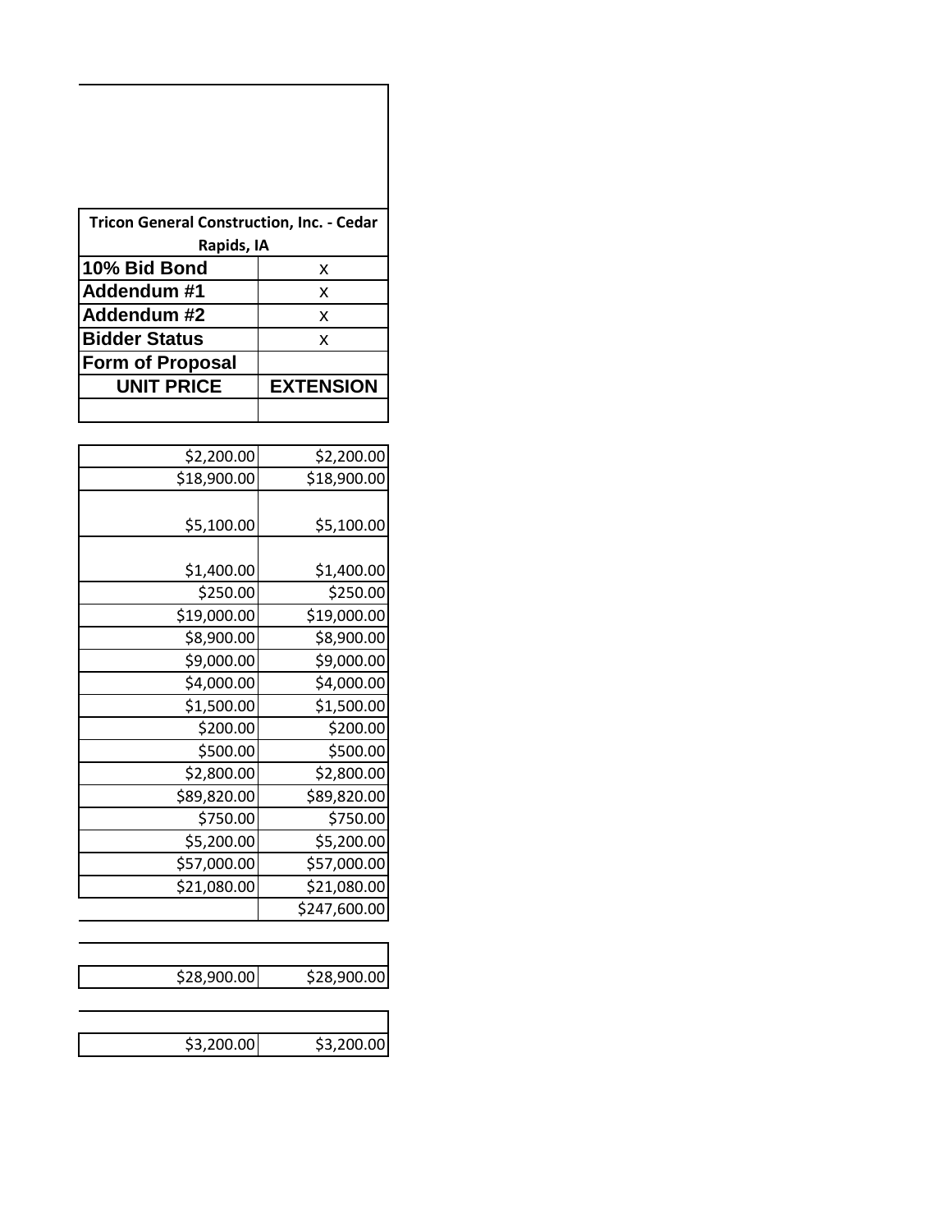| Tricon General Construction, Inc. - Cedar Rapids, IA | |
|---|---|
| **10% Bid Bond** | X |
| **Addendum #1** | X |
| **Addendum #2** | X |
| **Bidder Status** | X |
| **Form of Proposal** | |
| **UNIT PRICE** | **EXTENSION** |
| | |

| | |
|---|---|
| $2,200.00 | $2,200.00 |
| $18,900.00 | $18,900.00 |
| $5,100.00 | $5,100.00 |
| $1,400.00 | $1,400.00 |
| $250.00 | $250.00 |
| $19,000.00 | $19,000.00 |
| $8,900.00 | $8,900.00 |
| $9,000.00 | $9,000.00 |
| $4,000.00 | $4,000.00 |
| $1,500.00 | $1,500.00 |
| $200.00 | $200.00 |
| $500.00 | $500.00 |
| $2,800.00 | $2,800.00 |
| $89,820.00 | $89,820.00 |
| $750.00 | $750.00 |
| $5,200.00 | $5,200.00 |
| $57,000.00 | $57,000.00 |
| $21,080.00 | $21,080.00 |
| | $247,600.00 |

| | |
|---|---|
| | |
| $28,900.00 | $28,900.00 |

| | |
|---|---|
| | |
| $3,200.00 | $3,200.00 |